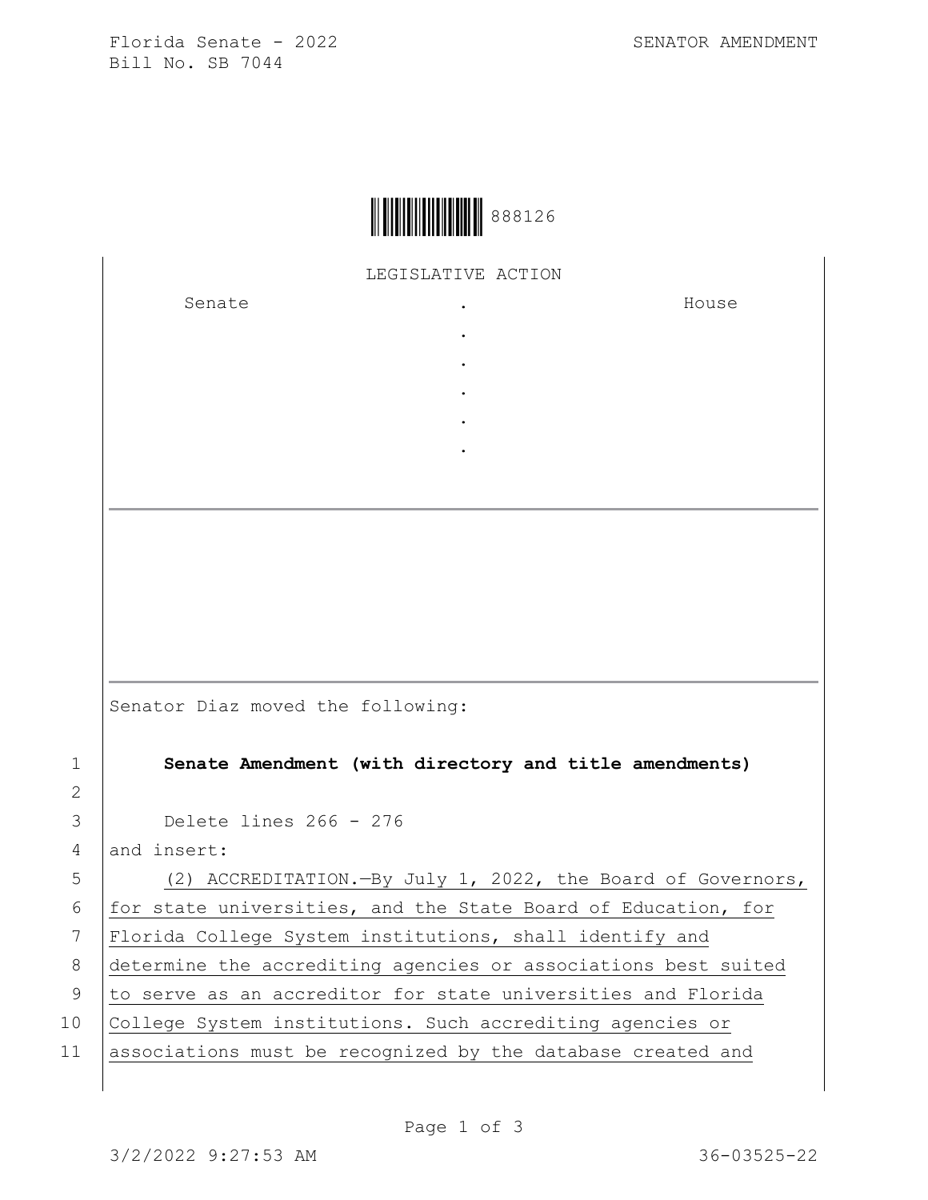Florida Senate - 2022
Bill No. SB 7044

SENATOR AMENDMENT

888126

LEGISLATIVE ACTION

| Senate | . | House |
|---|---|---|
| | . | |
| | . | |
| | . | |
| | . | |
| | . | |

Senator Diaz moved the following:

1 **Senate Amendment (with directory and title amendments)**

2

3 Delete lines 266 - 276

4 and insert:

5 (2) ACCREDITATION.—By July 1, 2022, the Board of Governors,

6 for state universities, and the State Board of Education, for

7 Florida College System institutions, shall identify and

8 determine the accrediting agencies or associations best suited

9 to serve as an accreditor for state universities and Florida

10 College System institutions. Such accrediting agencies or

11 associations must be recognized by the database created and

3/2/2022 9:27:53 AM 36-03525-22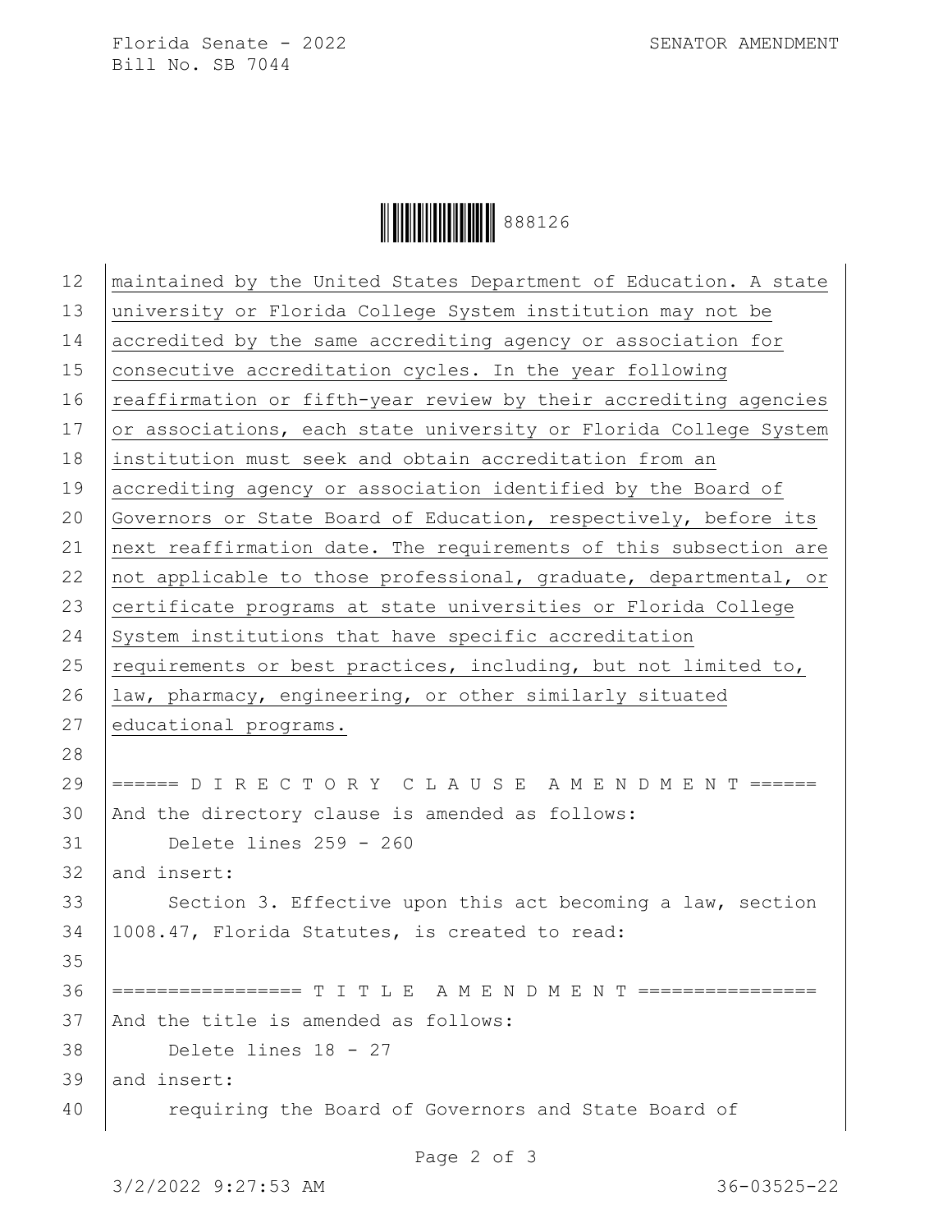maintained by the United States Department of Education. A state university or Florida College System institution may not be accredited by the same accrediting agency or association for consecutive accreditation cycles. In the year following reaffirmation or fifth-year review by their accrediting agencies or associations, each state university or Florida College System institution must seek and obtain accreditation from an accrediting agency or association identified by the Board of Governors or State Board of Education, respectively, before its next reaffirmation date. The requirements of this subsection are not applicable to those professional, graduate, departmental, or certificate programs at state universities or Florida College System institutions that have specific accreditation requirements or best practices, including, but not limited to, law, pharmacy, engineering, or other similarly situated educational programs.

====== D I R E C T O R Y C L A U S E A M E N D M E N T ======

And the directory clause is amended as follows:

Delete lines 259 - 260

and insert:

Section 3. Effective upon this act becoming a law, section 1008.47, Florida Statutes, is created to read:

================= T I T L E A M E N D M E N T ================

And the title is amended as follows:

Delete lines 18 - 27

and insert:

requiring the Board of Governors and State Board of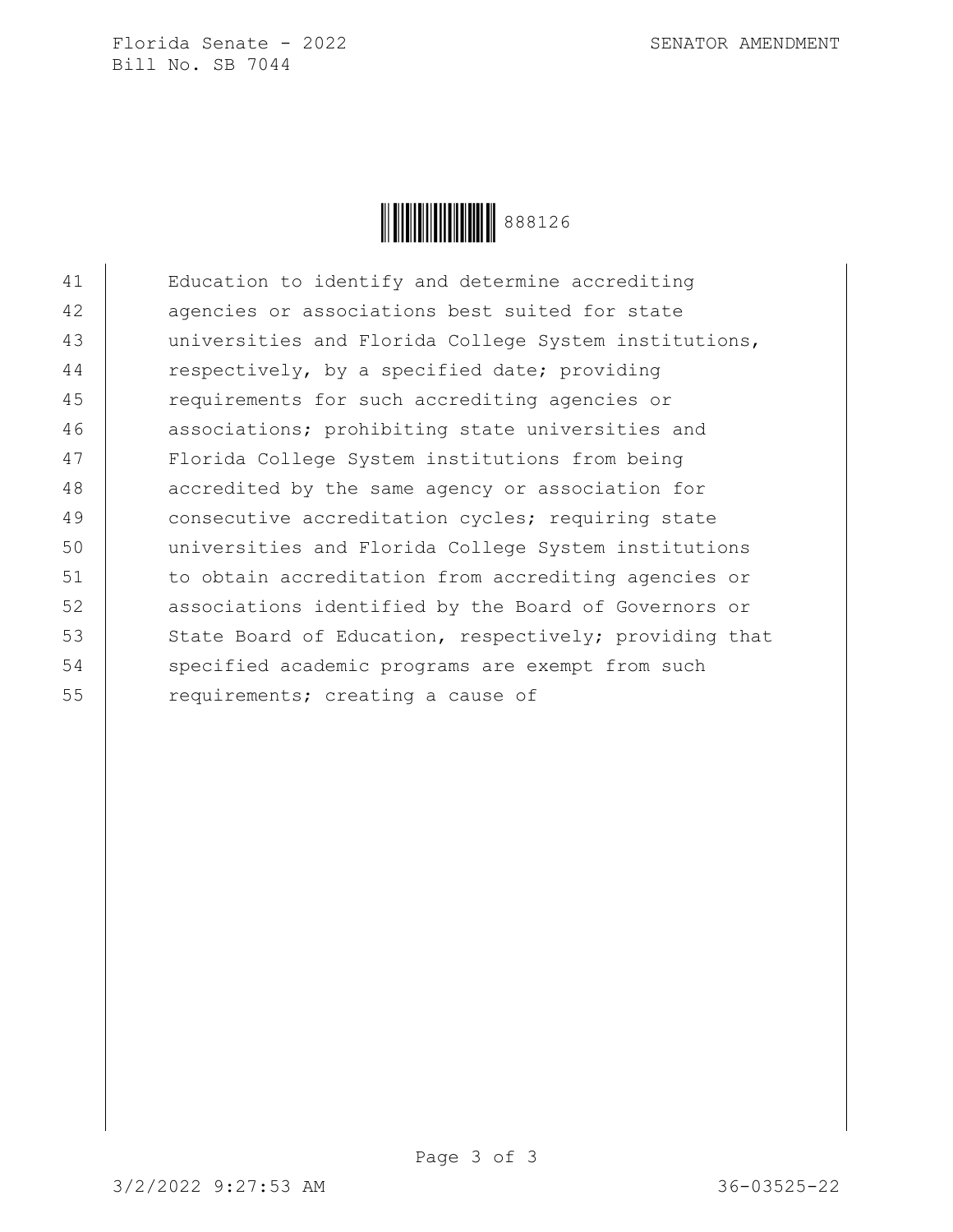41 Education to identify and determine accrediting
42 agencies or associations best suited for state
43 universities and Florida College System institutions,
44 respectively, by a specified date; providing
45 requirements for such accrediting agencies or
46 associations; prohibiting state universities and
47 Florida College System institutions from being
48 accredited by the same agency or association for
49 consecutive accreditation cycles; requiring state
50 universities and Florida College System institutions
51 to obtain accreditation from accrediting agencies or
52 associations identified by the Board of Governors or
53 State Board of Education, respectively; providing that
54 specified academic programs are exempt from such
55 requirements; creating a cause of